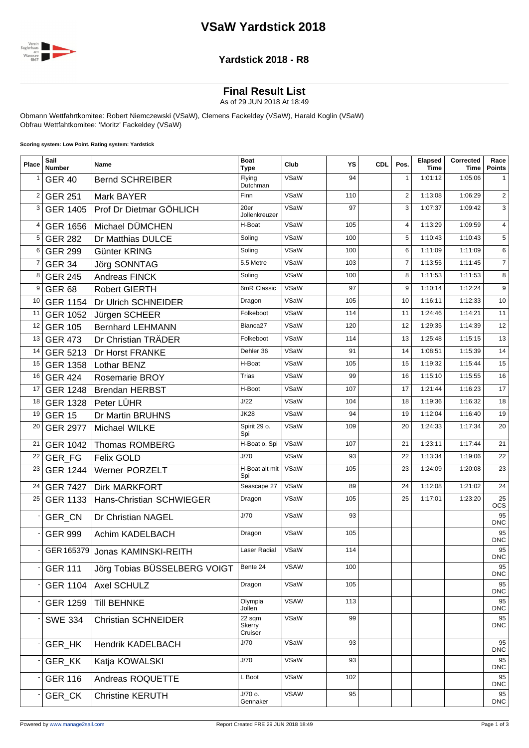# VSaW Yardstick 2018

## Yardstick 2018 - R8

### Final Result List

As of 29 JUN 2018 At 18:49

Obmann Wettfahrtkomitee: Robert Niemczewski (VSaW), Clemens Fackeldey (VSaW), Harald Koglin (VSaW)
Obfrau Wettfahtkomitee: 'Moritz' Fackeldey (VSaW)

**Scoring system: Low Point. Rating system: Yardstick**

| Place | Sail Number | Name | Boat Type | Club | YS | CDL | Pos. | Elapsed Time | Corrected Time | Race Points |
|---|---|---|---|---|---|---|---|---|---|---|
| 1 | GER 40 | Bernd SCHREIBER | Flying Dutchman | VSaW | 94 | | 1 | 1:01:12 | 1:05:06 | 1 |
| 2 | GER 251 | Mark BAYER | Finn | VSaW | 110 | | 2 | 1:13:08 | 1:06:29 | 2 |
| 3 | GER 1405 | Prof Dr Dietmar GÖHLICH | 20er Jollenkreuzer | VSaW | 97 | | 3 | 1:07:37 | 1:09:42 | 3 |
| 4 | GER 1656 | Michael DÜMCHEN | H-Boat | VSaW | 105 | | 4 | 1:13:29 | 1:09:59 | 4 |
| 5 | GER 282 | Dr Matthias DULCE | Soling | VSaW | 100 | | 5 | 1:10:43 | 1:10:43 | 5 |
| 6 | GER 299 | Günter KRING | Soling | VSaW | 100 | | 6 | 1:11:09 | 1:11:09 | 6 |
| 7 | GER 34 | Jörg SONNTAG | 5.5 Metre | VSaW | 103 | | 7 | 1:13:55 | 1:11:45 | 7 |
| 8 | GER 245 | Andreas FINCK | Soling | VSaW | 100 | | 8 | 1:11:53 | 1:11:53 | 8 |
| 9 | GER 68 | Robert GIERTH | 6mR Classic | VSaW | 97 | | 9 | 1:10:14 | 1:12:24 | 9 |
| 10 | GER 1154 | Dr Ulrich SCHNEIDER | Dragon | VSaW | 105 | | 10 | 1:16:11 | 1:12:33 | 10 |
| 11 | GER 1052 | Jürgen SCHEER | Folkeboot | VSaW | 114 | | 11 | 1:24:46 | 1:14:21 | 11 |
| 12 | GER 105 | Bernhard LEHMANN | Bianca27 | VSaW | 120 | | 12 | 1:29:35 | 1:14:39 | 12 |
| 13 | GER 473 | Dr Christian TRÄDER | Folkeboot | VSaW | 114 | | 13 | 1:25:48 | 1:15:15 | 13 |
| 14 | GER 5213 | Dr Horst FRANKE | Dehler 36 | VSaW | 91 | | 14 | 1:08:51 | 1:15:39 | 14 |
| 15 | GER 1358 | Lothar BENZ | H-Boat | VSaW | 105 | | 15 | 1:19:32 | 1:15:44 | 15 |
| 16 | GER 424 | Rosemarie BROY | Trias | VSaW | 99 | | 16 | 1:15:10 | 1:15:55 | 16 |
| 17 | GER 1248 | Brendan HERBST | H-Boot | VSaW | 107 | | 17 | 1:21:44 | 1:16:23 | 17 |
| 18 | GER 1328 | Peter LÜHR | J/22 | VSaW | 104 | | 18 | 1:19:36 | 1:16:32 | 18 |
| 19 | GER 15 | Dr Martin BRUHNS | JK28 | VSaW | 94 | | 19 | 1:12:04 | 1:16:40 | 19 |
| 20 | GER 2977 | Michael WILKE | Spirit 29 o. Spi | VSaW | 109 | | 20 | 1:24:33 | 1:17:34 | 20 |
| 21 | GER 1042 | Thomas ROMBERG | H-Boat o. Spi | VSaW | 107 | | 21 | 1:23:11 | 1:17:44 | 21 |
| 22 | GER_FG | Felix GOLD | J/70 | VSaW | 93 | | 22 | 1:13:34 | 1:19:06 | 22 |
| 23 | GER 1244 | Werner PORZELT | H-Boat alt mit Spi | VSaW | 105 | | 23 | 1:24:09 | 1:20:08 | 23 |
| 24 | GER 7427 | Dirk MARKFORT | Seascape 27 | VSaW | 89 | | 24 | 1:12:08 | 1:21:02 | 24 |
| 25 | GER 1133 | Hans-Christian SCHWIEGER | Dragon | VSaW | 105 | | 25 | 1:17:01 | 1:23:20 | 25 OCS |
| - | GER_CN | Dr Christian NAGEL | J/70 | VSaW | 93 | | | | | 95 DNC |
| - | GER 999 | Achim KADELBACH | Dragon | VSaW | 105 | | | | | 95 DNC |
| - | GER 165379 | Jonas KAMINSKI-REITH | Laser Radial | VSaW | 114 | | | | | 95 DNC |
| - | GER 111 | Jörg Tobias BÜSSELBERG VOIGT | Bente 24 | VSAW | 100 | | | | | 95 DNC |
| - | GER 1104 | Axel SCHULZ | Dragon | VSaW | 105 | | | | | 95 DNC |
| - | GER 1259 | Till BEHNKE | Olympia Jollen | VSAW | 113 | | | | | 95 DNC |
| - | SWE 334 | Christian SCHNEIDER | 22 sqm Skerry Cruiser | VSaW | 99 | | | | | 95 DNC |
| - | GER_HK | Hendrik KADELBACH | J/70 | VSaW | 93 | | | | | 95 DNC |
| - | GER_KK | Katja KOWALSKI | J/70 | VSaW | 93 | | | | | 95 DNC |
| - | GER 116 | Andreas ROQUETTE | L Boot | VSaW | 102 | | | | | 95 DNC |
| - | GER_CK | Christine KERUTH | J/70 o. Gennaker | VSAW | 95 | | | | | 95 DNC |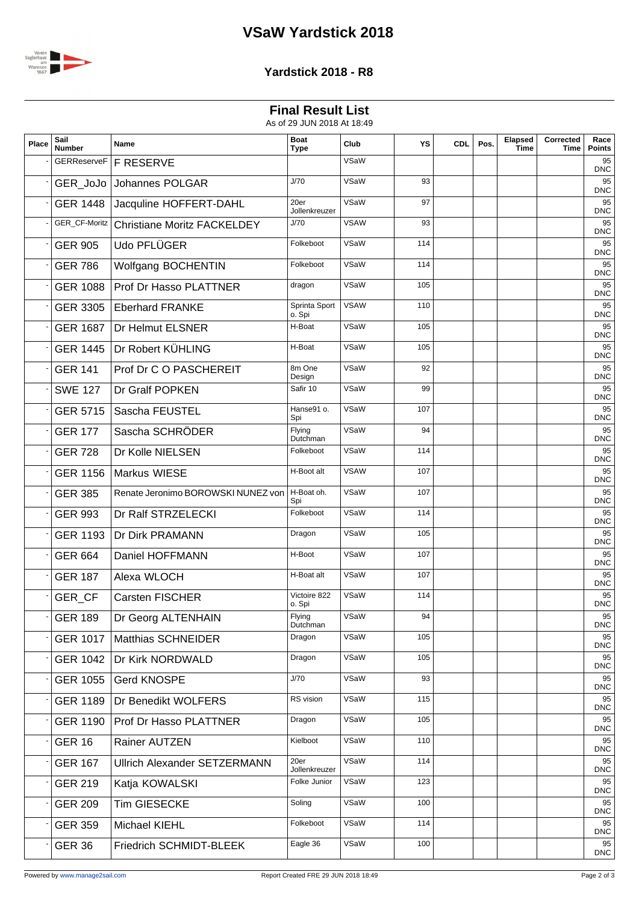# VSaW Yardstick 2018

## Yardstick 2018 - R8

### Final Result List

As of 29 JUN 2018 At 18:49

| Place | Sail Number | Name | Boat Type | Club | YS | CDL | Pos. | Elapsed Time | Corrected Time | Race Points |
|---|---|---|---|---|---|---|---|---|---|---|
| - | GERReserveF | F RESERVE | | VSaW | | | | | | 95 DNC |
| - | GER_JoJo | Johannes POLGAR | J/70 | VSaW | 93 | | | | | 95 DNC |
| - | GER 1448 | Jacquline HOFFERT-DAHL | 20er Jollenkreuzer | VSaW | 97 | | | | | 95 DNC |
| - | GER_CF-Moritz | Christiane Moritz FACKELDEY | J/70 | VSAW | 93 | | | | | 95 DNC |
| - | GER 905 | Udo PFLÜGER | Folkeboot | VSaW | 114 | | | | | 95 DNC |
| - | GER 786 | Wolfgang BOCHENTIN | Folkeboot | VSaW | 114 | | | | | 95 DNC |
| - | GER 1088 | Prof Dr Hasso PLATTNER | dragon | VSaW | 105 | | | | | 95 DNC |
| - | GER 3305 | Eberhard FRANKE | Sprinta Sport o. Spi | VSAW | 110 | | | | | 95 DNC |
| - | GER 1687 | Dr Helmut ELSNER | H-Boat | VSaW | 105 | | | | | 95 DNC |
| - | GER 1445 | Dr Robert KÜHLING | H-Boat | VSaW | 105 | | | | | 95 DNC |
| - | GER 141 | Prof Dr C O PASCHEREIT | 8m One Design | VSaW | 92 | | | | | 95 DNC |
| - | SWE 127 | Dr Gralf POPKEN | Safir 10 | VSaW | 99 | | | | | 95 DNC |
| - | GER 5715 | Sascha FEUSTEL | Hanse91 o. Spi | VSaW | 107 | | | | | 95 DNC |
| - | GER 177 | Sascha SCHRÖDER | Flying Dutchman | VSaW | 94 | | | | | 95 DNC |
| - | GER 728 | Dr Kolle NIELSEN | Folkeboot | VSaW | 114 | | | | | 95 DNC |
| - | GER 1156 | Markus WIESE | H-Boot alt | VSAW | 107 | | | | | 95 DNC |
| - | GER 385 | Renate Jeronimo BOROWSKI NUNEZ von | H-Boat oh. Spi | VSaW | 107 | | | | | 95 DNC |
| - | GER 993 | Dr Ralf STRZELECKI | Folkeboot | VSaW | 114 | | | | | 95 DNC |
| - | GER 1193 | Dr Dirk PRAMANN | Dragon | VSaW | 105 | | | | | 95 DNC |
| - | GER 664 | Daniel HOFFMANN | H-Boot | VSaW | 107 | | | | | 95 DNC |
| - | GER 187 | Alexa WLOCH | H-Boat alt | VSaW | 107 | | | | | 95 DNC |
| - | GER_CF | Carsten FISCHER | Victoire 822 o. Spi | VSaW | 114 | | | | | 95 DNC |
| - | GER 189 | Dr Georg ALTENHAIN | Flying Dutchman | VSaW | 94 | | | | | 95 DNC |
| - | GER 1017 | Matthias SCHNEIDER | Dragon | VSaW | 105 | | | | | 95 DNC |
| - | GER 1042 | Dr Kirk NORDWALD | Dragon | VSaW | 105 | | | | | 95 DNC |
| - | GER 1055 | Gerd KNOSPE | J/70 | VSaW | 93 | | | | | 95 DNC |
| - | GER 1189 | Dr Benedikt WOLFERS | RS vision | VSaW | 115 | | | | | 95 DNC |
| - | GER 1190 | Prof Dr Hasso PLATTNER | Dragon | VSaW | 105 | | | | | 95 DNC |
| - | GER 16 | Rainer AUTZEN | Kielboot | VSaW | 110 | | | | | 95 DNC |
| - | GER 167 | Ullrich Alexander SETZERMANN | 20er Jollenkreuzer | VSaW | 114 | | | | | 95 DNC |
| - | GER 219 | Katja KOWALSKI | Folke Junior | VSaW | 123 | | | | | 95 DNC |
| - | GER 209 | Tim GIESECKE | Soling | VSaW | 100 | | | | | 95 DNC |
| - | GER 359 | Michael KIEHL | Folkeboot | VSaW | 114 | | | | | 95 DNC |
| - | GER 36 | Friedrich SCHMIDT-BLEEK | Eagle 36 | VSaW | 100 | | | | | 95 DNC |

Powered by www.manage2sail.com — Report Created FRE 29 JUN 2018 18:49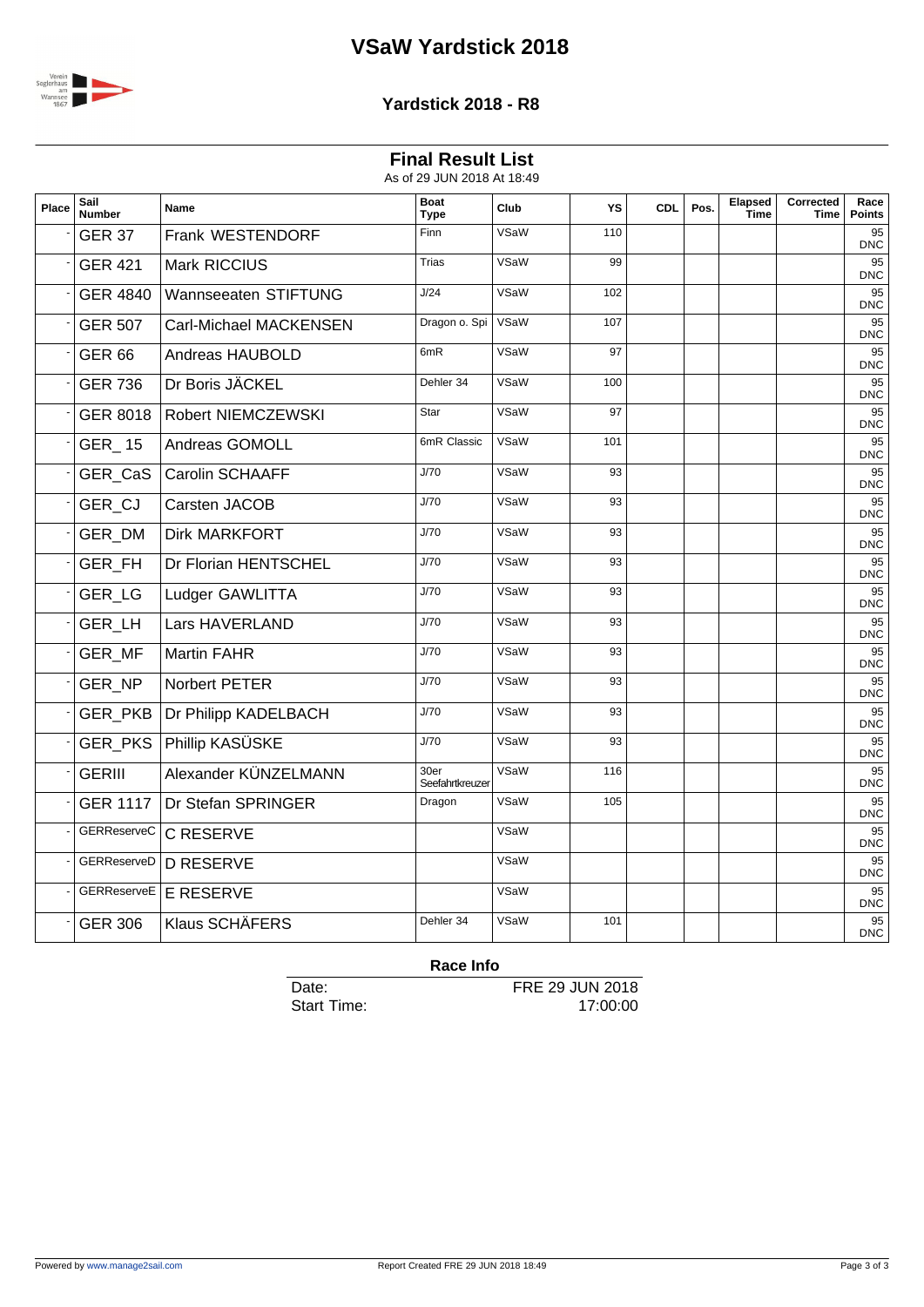# VSaW Yardstick 2018

## Yardstick 2018 - R8

### Final Result List

As of 29 JUN 2018 At 18:49

| Place | Sail Number | Name | Boat Type | Club | YS | CDL | Pos. | Elapsed Time | Corrected Time | Race Points |
|---|---|---|---|---|---|---|---|---|---|---|
| - | GER 37 | Frank WESTENDORF | Finn | VSaW | 110 | | | | | 95 DNC |
| - | GER 421 | Mark RICCIUS | Trias | VSaW | 99 | | | | | 95 DNC |
| - | GER 4840 | Wannseeaten STIFTUNG | J/24 | VSaW | 102 | | | | | 95 DNC |
| - | GER 507 | Carl-Michael MACKENSEN | Dragon o. Spi | VSaW | 107 | | | | | 95 DNC |
| - | GER 66 | Andreas HAUBOLD | 6mR | VSaW | 97 | | | | | 95 DNC |
| - | GER 736 | Dr Boris JÄCKEL | Dehler 34 | VSaW | 100 | | | | | 95 DNC |
| - | GER 8018 | Robert NIEMCZEWSKI | Star | VSaW | 97 | | | | | 95 DNC |
| - | GER_ 15 | Andreas GOMOLL | 6mR Classic | VSaW | 101 | | | | | 95 DNC |
| - | GER_CaS | Carolin SCHAAFF | J/70 | VSaW | 93 | | | | | 95 DNC |
| - | GER_CJ | Carsten JACOB | J/70 | VSaW | 93 | | | | | 95 DNC |
| - | GER_DM | Dirk MARKFORT | J/70 | VSaW | 93 | | | | | 95 DNC |
| - | GER_FH | Dr Florian HENTSCHEL | J/70 | VSaW | 93 | | | | | 95 DNC |
| - | GER_LG | Ludger GAWLITTA | J/70 | VSaW | 93 | | | | | 95 DNC |
| - | GER_LH | Lars HAVERLAND | J/70 | VSaW | 93 | | | | | 95 DNC |
| - | GER_MF | Martin FAHR | J/70 | VSaW | 93 | | | | | 95 DNC |
| - | GER_NP | Norbert PETER | J/70 | VSaW | 93 | | | | | 95 DNC |
| - | GER_PKB | Dr Philipp KADELBACH | J/70 | VSaW | 93 | | | | | 95 DNC |
| - | GER_PKS | Phillip KASÜSKE | J/70 | VSaW | 93 | | | | | 95 DNC |
| - | GERIII | Alexander KÜNZELMANN | 30er Seefahrtkreuzer | VSaW | 116 | | | | | 95 DNC |
| - | GER 1117 | Dr Stefan SPRINGER | Dragon | VSaW | 105 | | | | | 95 DNC |
| - | GERReserveC | C RESERVE | | VSaW | | | | | | 95 DNC |
| - | GERReserveD | D RESERVE | | VSaW | | | | | | 95 DNC |
| - | GERReserveE | E RESERVE | | VSaW | | | | | | 95 DNC |
| - | GER 306 | Klaus SCHÄFERS | Dehler 34 | VSaW | 101 | | | | | 95 DNC |

**Race Info**

| | |
|---|---|
| Date: | FRE 29 JUN 2018 |
| Start Time: | 17:00:00 |